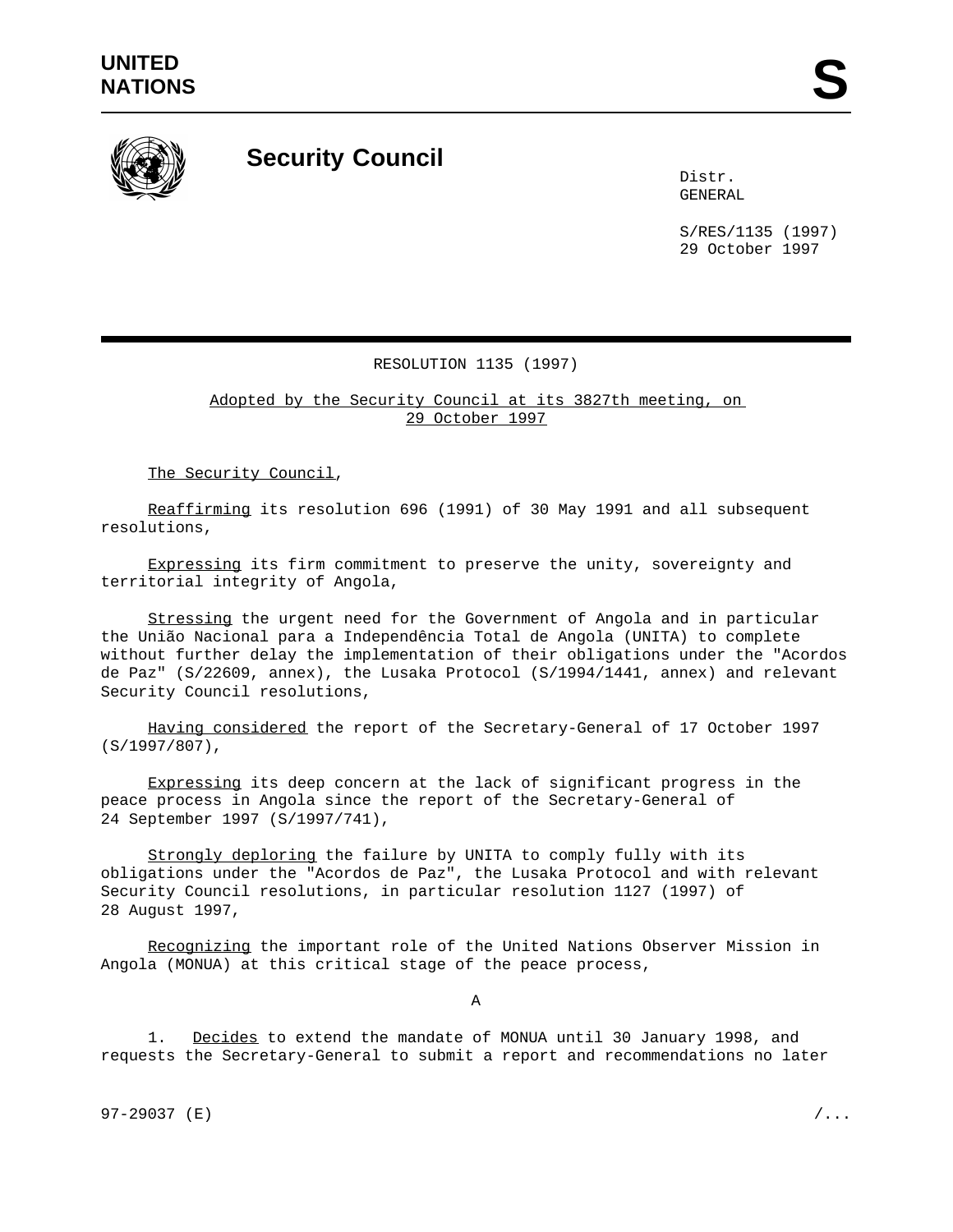UNITED NATIONS

# Security Council

Distr.
GENERAL

S/RES/1135 (1997)
29 October 1997

RESOLUTION 1135 (1997)

Adopted by the Security Council at its 3827th meeting, on 29 October 1997

The Security Council,

Reaffirming its resolution 696 (1991) of 30 May 1991 and all subsequent resolutions,

Expressing its firm commitment to preserve the unity, sovereignty and territorial integrity of Angola,

Stressing the urgent need for the Government of Angola and in particular the União Nacional para a Independência Total de Angola (UNITA) to complete without further delay the implementation of their obligations under the "Acordos de Paz" (S/22609, annex), the Lusaka Protocol (S/1994/1441, annex) and relevant Security Council resolutions,

Having considered the report of the Secretary-General of 17 October 1997 (S/1997/807),

Expressing its deep concern at the lack of significant progress in the peace process in Angola since the report of the Secretary-General of 24 September 1997 (S/1997/741),

Strongly deploring the failure by UNITA to comply fully with its obligations under the "Acordos de Paz", the Lusaka Protocol and with relevant Security Council resolutions, in particular resolution 1127 (1997) of 28 August 1997,

Recognizing the important role of the United Nations Observer Mission in Angola (MONUA) at this critical stage of the peace process,

A

1. Decides to extend the mandate of MONUA until 30 January 1998, and requests the Secretary-General to submit a report and recommendations no later

97-29037 (E)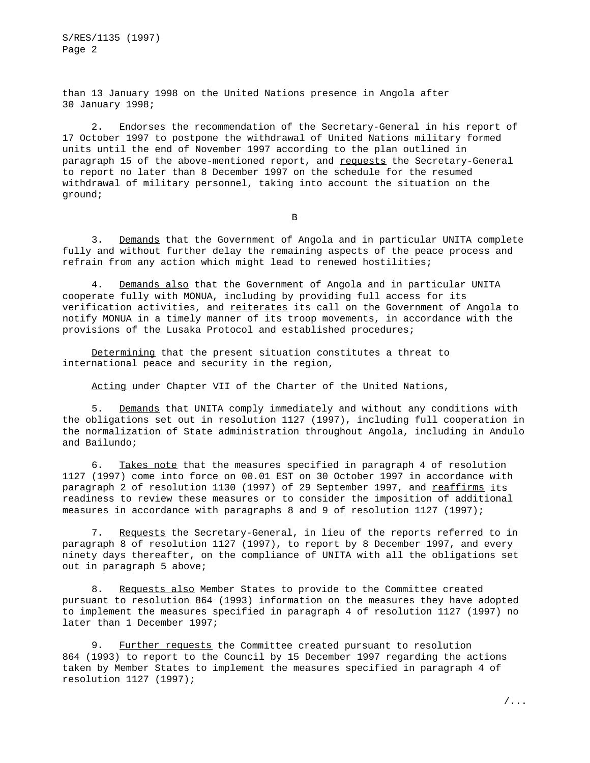than 13 January 1998 on the United Nations presence in Angola after 30 January 1998;

2. _Endorses_ the recommendation of the Secretary-General in his report of 17 October 1997 to postpone the withdrawal of United Nations military formed units until the end of November 1997 according to the plan outlined in paragraph 15 of the above-mentioned report, and _requests_ the Secretary-General to report no later than 8 December 1997 on the schedule for the resumed withdrawal of military personnel, taking into account the situation on the ground;

B

3. _Demands_ that the Government of Angola and in particular UNITA complete fully and without further delay the remaining aspects of the peace process and refrain from any action which might lead to renewed hostilities;

4. _Demands also_ that the Government of Angola and in particular UNITA cooperate fully with MONUA, including by providing full access for its verification activities, and _reiterates_ its call on the Government of Angola to notify MONUA in a timely manner of its troop movements, in accordance with the provisions of the Lusaka Protocol and established procedures;

_Determining_ that the present situation constitutes a threat to international peace and security in the region,

_Acting_ under Chapter VII of the Charter of the United Nations,

5. _Demands_ that UNITA comply immediately and without any conditions with the obligations set out in resolution 1127 (1997), including full cooperation in the normalization of State administration throughout Angola, including in Andulo and Bailundo;

6. _Takes note_ that the measures specified in paragraph 4 of resolution 1127 (1997) come into force on 00.01 EST on 30 October 1997 in accordance with paragraph 2 of resolution 1130 (1997) of 29 September 1997, and _reaffirms_ its readiness to review these measures or to consider the imposition of additional measures in accordance with paragraphs 8 and 9 of resolution 1127 (1997);

7. _Requests_ the Secretary-General, in lieu of the reports referred to in paragraph 8 of resolution 1127 (1997), to report by 8 December 1997, and every ninety days thereafter, on the compliance of UNITA with all the obligations set out in paragraph 5 above;

8. _Requests also_ Member States to provide to the Committee created pursuant to resolution 864 (1993) information on the measures they have adopted to implement the measures specified in paragraph 4 of resolution 1127 (1997) no later than 1 December 1997;

9. _Further requests_ the Committee created pursuant to resolution 864 (1993) to report to the Council by 15 December 1997 regarding the actions taken by Member States to implement the measures specified in paragraph 4 of resolution 1127 (1997);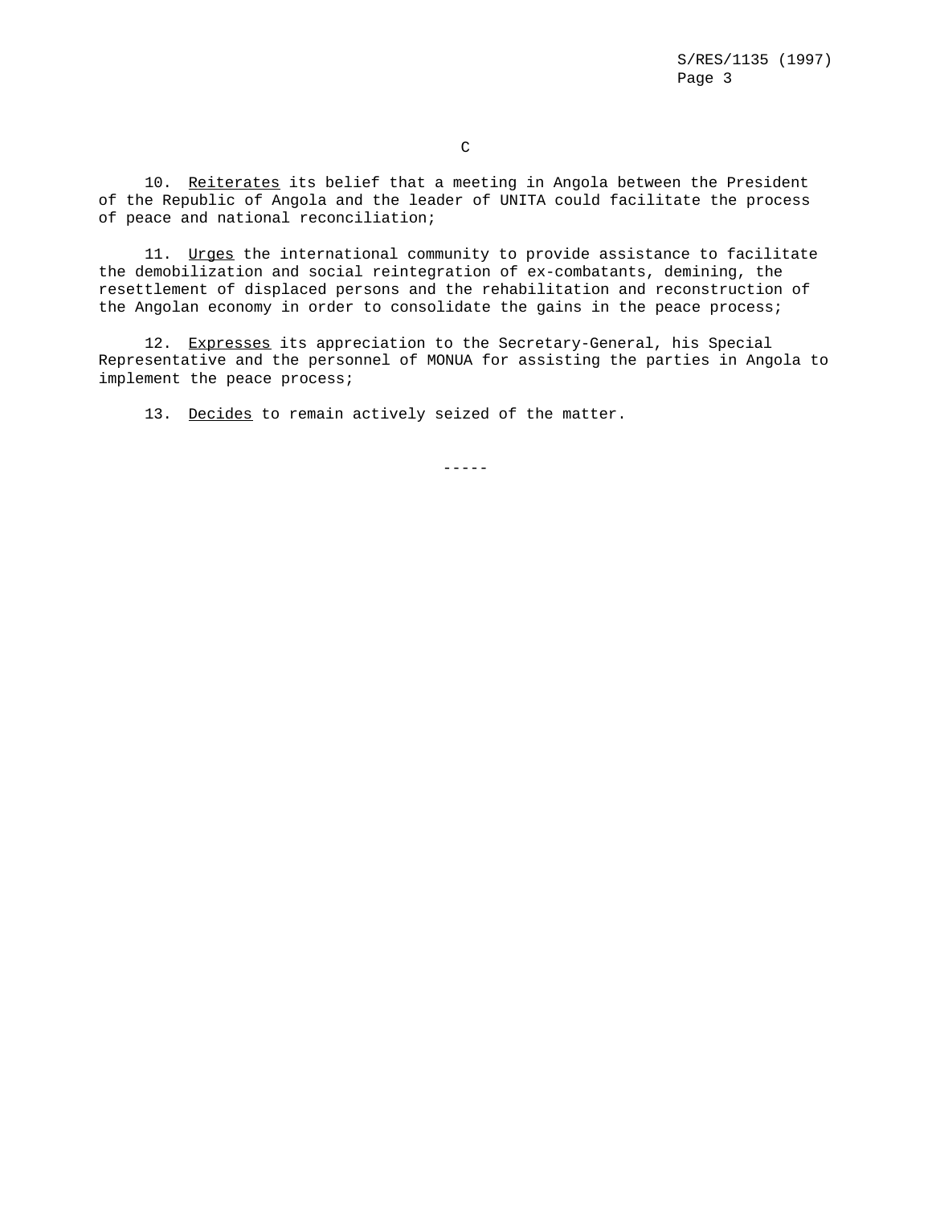C

10. Reiterates its belief that a meeting in Angola between the President of the Republic of Angola and the leader of UNITA could facilitate the process of peace and national reconciliation;

11. Urges the international community to provide assistance to facilitate the demobilization and social reintegration of ex-combatants, demining, the resettlement of displaced persons and the rehabilitation and reconstruction of the Angolan economy in order to consolidate the gains in the peace process;

12. Expresses its appreciation to the Secretary-General, his Special Representative and the personnel of MONUA for assisting the parties in Angola to implement the peace process;

13. Decides to remain actively seized of the matter.

-----